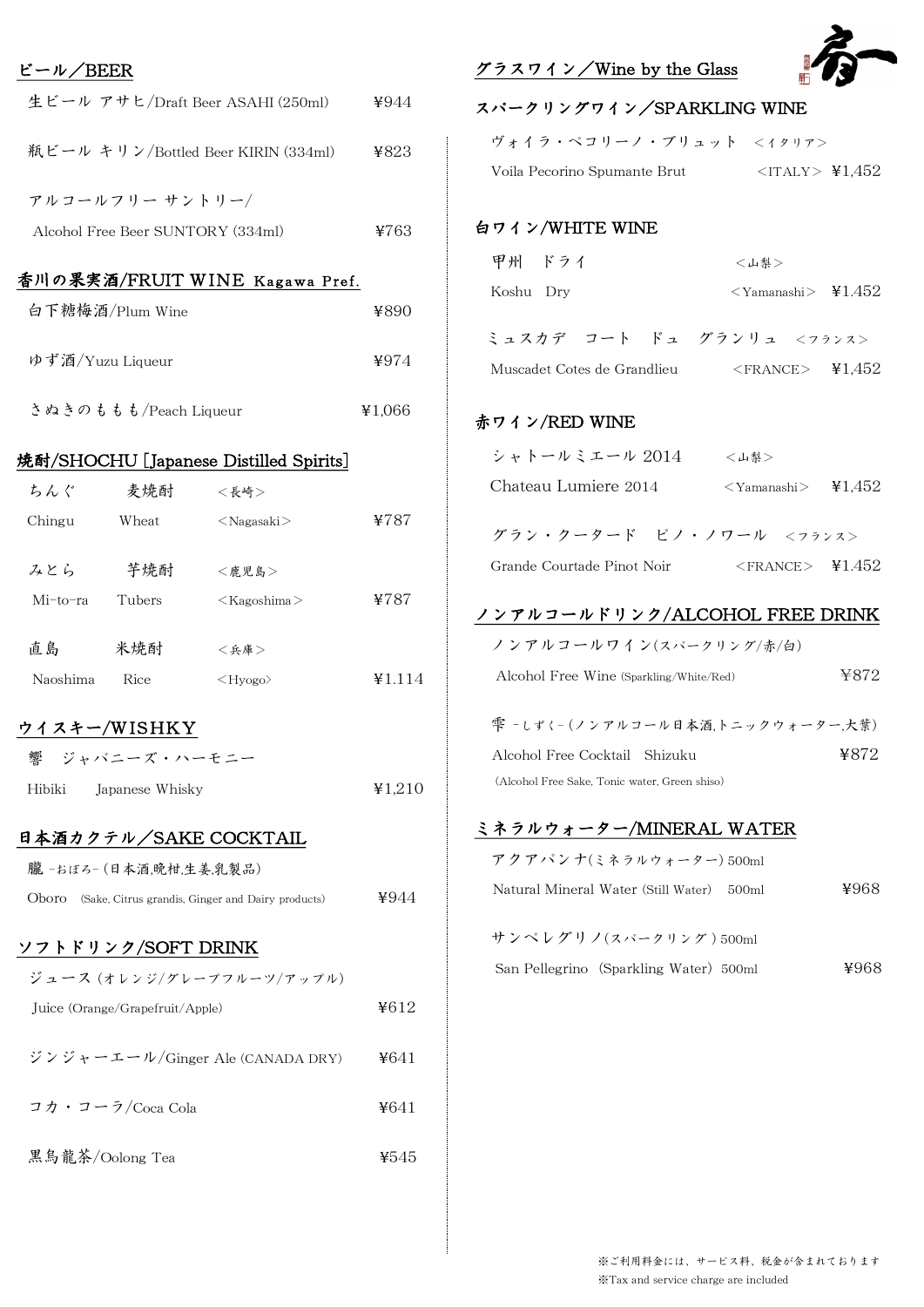## ビール／BEER

| | |
|---|---|
| 生ビール アサヒ/Draft Beer ASAHI (250ml) | ¥944 |
| 瓶ビール キリン/Bottled Beer KIRIN (334ml) | ¥823 |
| アルコールフリー サントリー/ Alcohol Free Beer SUNTORY (334ml) | ¥763 |

## 香川の果実酒/FRUIT WINE Kagawa Pref.

| | |
|---|---|
| 白下糖梅酒/Plum Wine | ¥890 |
| ゆず酒/Yuzu Liqueur | ¥974 |
| さぬきのももも/Peach Liqueur | ¥1,066 |

## 焼酎/SHOCHU [Japanese Distilled Spirits]

| | | | |
|---|---|---|---|
| ちんぐ Chingu | 麦焼酎 Wheat | <長崎> <Nagasaki> | ¥787 |
| みとら Mi-to-ra | 芋焼酎 Tubers | <鹿児島> <Kagoshima> | ¥787 |
| 直島 Naoshima | 米焼酎 Rice | <兵庫> <Hyogo> | ¥1.114 |

## ウイスキー/WISHKY

| | |
|---|---|
| 響 ジャパニーズ・ハーモニー Hibiki Japanese Whisky | ¥1,210 |

## 日本酒カクテル／SAKE COCKTAIL

| | |
|---|---|
| 朧 -おぼろ- (日本酒,晩柑,生姜,乳製品) Oboro (Sake, Citrus grandis, Ginger and Dairy products) | ¥944 |

## ソフトドリンク/SOFT DRINK

| | |
|---|---|
| ジュース (オレンジ/グレープフルーツ/アップル) Juice (Orange/Grapefruit/Apple) | ¥612 |
| ジンジャーエール/Ginger Ale (CANADA DRY) | ¥641 |
| コカ・コーラ/Coca Cola | ¥641 |
| 黒烏龍茶/Oolong Tea | ¥545 |

## グラスワイン／Wine by the Glass

### スパークリングワイン／SPARKLING WINE

| | | |
|---|---|---|
| ヴォイラ・ペコリーノ・ブリュット Voila Pecorino Spumante Brut | <イタリア> <ITALY> | ¥1,452 |

### 白ワイン/WHITE WINE

| | | |
|---|---|---|
| 甲州 ドライ Koshu Dry | <山梨> <Yamanashi> | ¥1.452 |
| ミュスカデ コート ドゥ グランリュ Muscadet Cotes de Grandlieu | <フランス> <FRANCE> | ¥1,452 |

### 赤ワイン/RED WINE

| | | |
|---|---|---|
| シャトールミエール 2014 Chateau Lumiere 2014 | <山梨> <Yamanashi> | ¥1,452 |
| グラン・クータード ピノ・ノワール Grande Courtade Pinot Noir | <フランス> <FRANCE> | ¥1.452 |

## ノンアルコールドリンク/ALCOHOL FREE DRINK

| | |
|---|---|
| ノンアルコールワイン(スパークリング/赤/白) Alcohol Free Wine (Sparkling/White/Red) | ¥872 |
| 雫 -しずく- (ノンアルコール日本酒,トニックウォーター,大葉) Alcohol Free Cocktail Shizuku (Alcohol Free Sake, Tonic water, Green shiso) | ¥872 |

## ミネラルウォーター/MINERAL WATER

| | |
|---|---|
| アクアパンナ(ミネラルウォーター) 500ml Natural Mineral Water (Still Water) 500ml | ¥968 |
| サンペレグリノ(スパークリング) 500ml San Pellegrino (Sparkling Water) 500ml | ¥968 |

※ご利用料金には、サービス料、税金が含まれております
※Tax and service charge are included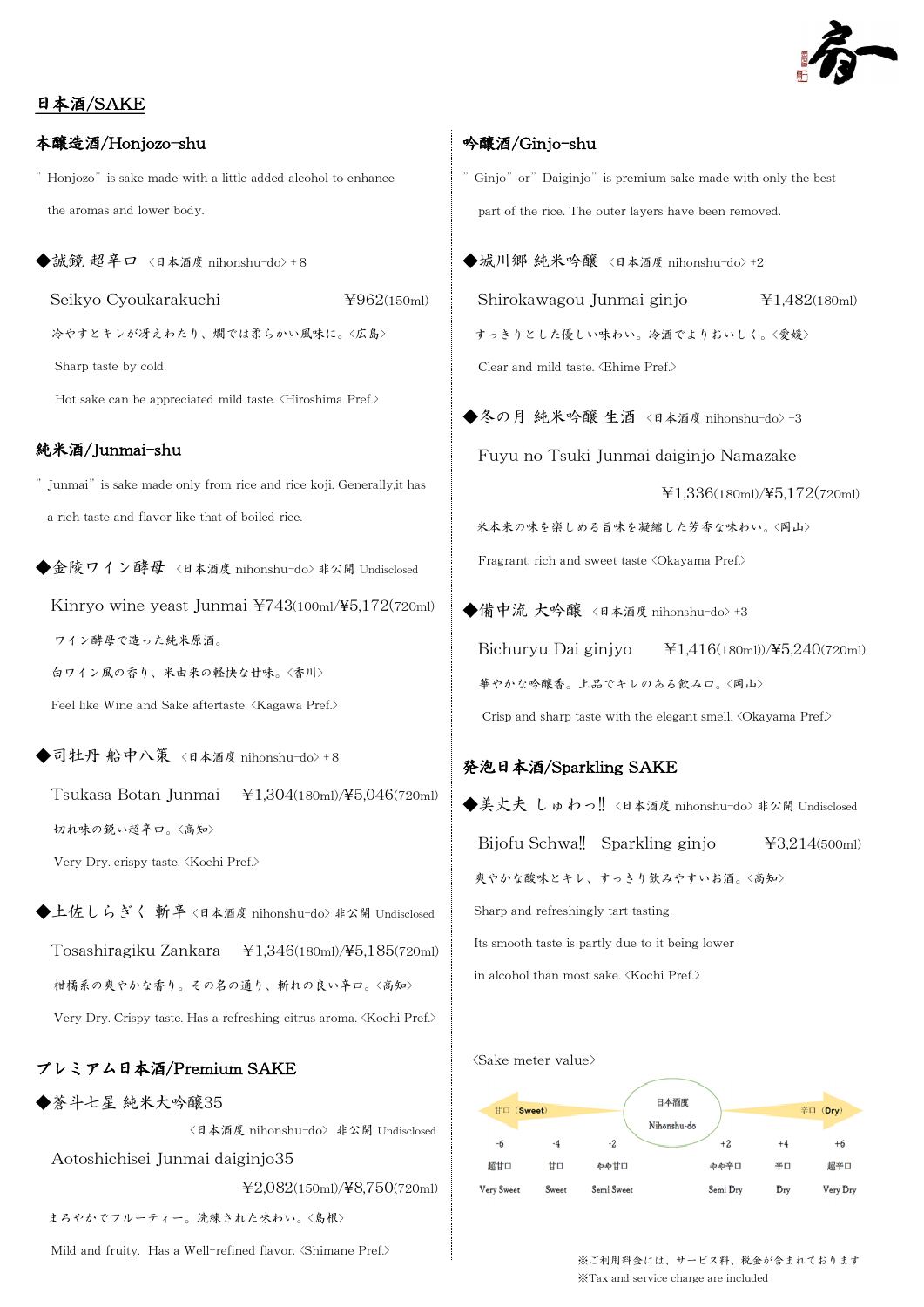## 日本酒/SAKE

### 本醸造酒/Honjozo-shu

"Honjozo" is sake made with a little added alcohol to enhance the aromas and lower body.

**◆誠鏡 超辛口** 〈日本酒度 nihonshu-do〉+8

Seikyo Cyoukarakuchi　¥962(150ml)

冷やすとキレが冴えわたり、燗では柔らかい風味に。〈広島〉

Sharp taste by cold.

Hot sake can be appreciated mild taste. 〈Hiroshima Pref.〉

### 純米酒/Junmai-shu

"Junmai" is sake made only from rice and rice koji. Generally,it has a rich taste and flavor like that of boiled rice.

**◆金陵ワイン酵母** 〈日本酒度 nihonshu-do〉非公開 Undisclosed

Kinryo wine yeast Junmai ¥743(100ml/¥5,172(720ml)

ワイン酵母で造った純米原酒。

白ワイン風の香り、米由来の軽快な甘味。〈香川〉

Feel like Wine and Sake aftertaste. 〈Kagawa Pref.〉

**◆司牡丹 船中八策** 〈日本酒度 nihonshu-do〉+8

Tsukasa Botan Junmai　¥1,304(180ml)/¥5,046(720ml)

切れ味の鋭い超辛口。〈高知〉

Very Dry. crispy taste. 〈Kochi Pref.〉

**◆土佐しらぎく 斬辛** 〈日本酒度 nihonshu-do〉非公開 Undisclosed

Tosashiragiku Zankara　¥1,346(180ml)/¥5,185(720ml)

柑橘系の爽やかな香り。その名の通り、斬れの良い辛口。〈高知〉

Very Dry. Crispy taste. Has a refreshing citrus aroma. 〈Kochi Pref.〉

### プレミアム日本酒/Premium SAKE

**◆蒼斗七星 純米大吟醸35**

〈日本酒度 nihonshu-do〉 非公開 Undisclosed

Aotoshichisei Junmai daiginjo35

¥2,082(150ml)/¥8,750(720ml)

まろやかでフルーティー。洗練された味わい。〈島根〉

Mild and fruity. Has a Well-refined flavor. 〈Shimane Pref.〉

### 吟醸酒/Ginjo-shu

"Ginjo" or "Daiginjo" is premium sake made with only the best part of the rice. The outer layers have been removed.

**◆城川郷 純米吟醸** 〈日本酒度 nihonshu-do〉+2

Shirokawagou Junmai ginjo　¥1,482(180ml)

すっきりとした優しい味わい。冷酒でよりおいしく。〈愛媛〉

Clear and mild taste. 〈Ehime Pref.〉

**◆冬の月 純米吟醸 生酒** 〈日本酒度 nihonshu-do〉-3

Fuyu no Tsuki Junmai daiginjo Namazake

¥1,336(180ml)/¥5,172(720ml)

米本来の味を楽しめる旨味を凝縮した芳香な味わい。〈岡山〉

Fragrant, rich and sweet taste 〈Okayama Pref.〉

**◆備中流 大吟醸** 〈日本酒度 nihonshu-do〉+3

Bichuryu Dai ginjyo　¥1,416(180ml))/¥5,240(720ml)

華やかな吟醸香。上品でキレのある飲みロ。〈岡山〉

Crisp and sharp taste with the elegant smell. 〈Okayama Pref.〉

### 発泡日本酒/Sparkling SAKE

**◆美丈夫 しゅわっ‼** 〈日本酒度 nihonshu-do〉非公開 Undisclosed

Bijofu Schwa‼　Sparkling ginjo　¥3,214(500ml)

爽やかな酸味とキレ、すっきり飲みやすいお酒。〈高知〉

Sharp and refreshingly tart tasting.

Its smooth taste is partly due to it being lower in alcohol than most sake. 〈Kochi Pref.〉

〈Sake meter value〉

甘口（Sweet） ← 日本酒度 Nihonshu-do → 辛口（Dry）

| -6 | -4 | -2 | +2 | +4 | +6 |
|---|---|---|---|---|---|
| 超甘口 | 甘口 | やや甘口 | やや辛口 | 辛口 | 超辛口 |
| Very Sweet | Sweet | Semi Sweet | Semi Dry | Dry | Very Dry |

※ご利用料金には、サービス料、税金が含まれております

※Tax and service charge are included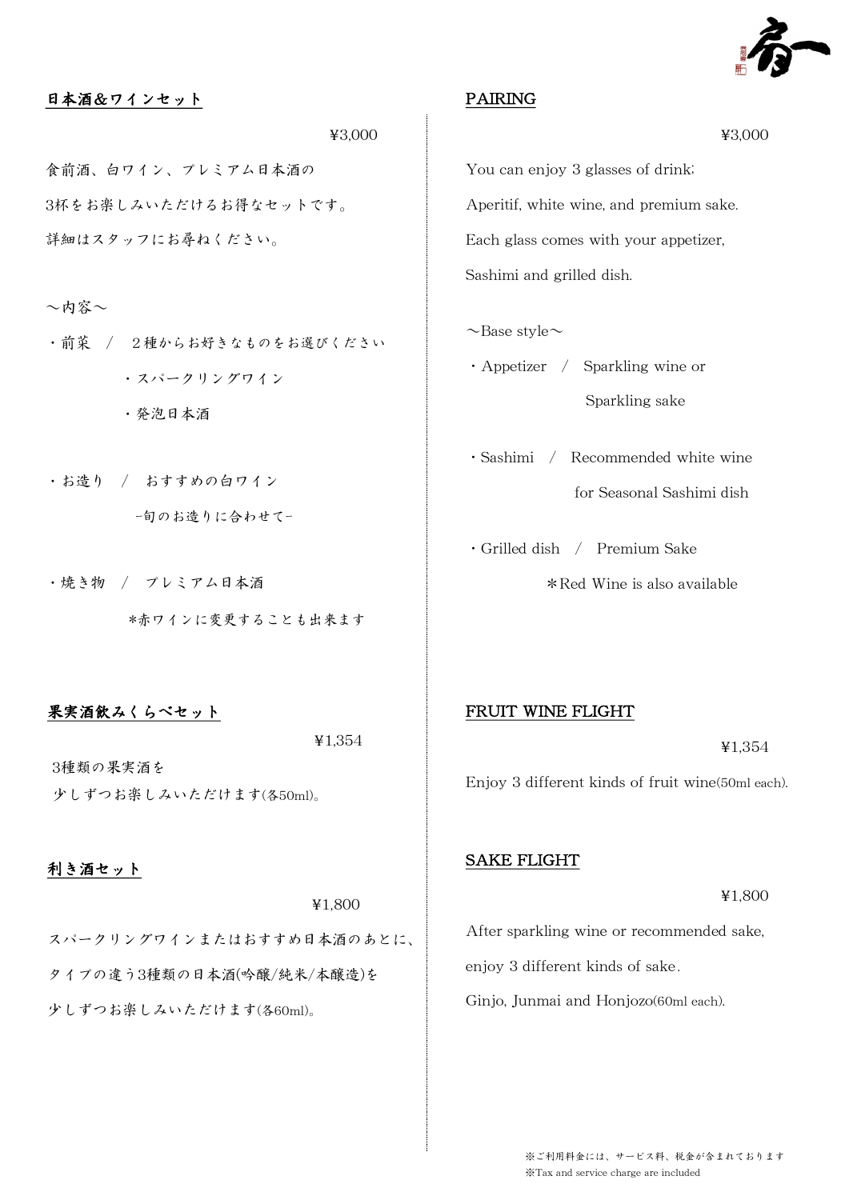## 日本酒&ワインセット

¥3,000

食前酒、白ワイン、プレミアム日本酒の

3杯をお楽しみいただけるお得なセットです。

詳細はスタッフにお尋ねください。

〜内容〜

・前菜　/　２種からお好きなものをお選びください

　・スパークリングワイン

　・発泡日本酒

・お造り　/　おすすめの白ワイン

　-旬のお造りに合わせて-

・焼き物　/　プレミアム日本酒

　*赤ワインに変更することも出来ます

## 果実酒飲みくらべセット

¥1,354

3種類の果実酒を

少しずつお楽しみいただけます(各50ml)。

## 利き酒セット

¥1,800

スパークリングワインまたはおすすめ日本酒のあとに、

タイプの違う3種類の日本酒(吟醸/純米/本醸造)を

少しずつお楽しみいただけます(各60ml)。

## PAIRING

¥3,000

You can enjoy 3 glasses of drink;

Aperitif, white wine, and premium sake.

Each glass comes with your appetizer,

Sashimi and grilled dish.

〜Base style〜

・Appetizer　/　Sparkling wine or

　Sparkling sake

・Sashimi　/　Recommended white wine

　for Seasonal Sashimi dish

・Grilled dish　/　Premium Sake

　*Red Wine is also available

## FRUIT WINE FLIGHT

¥1,354

Enjoy 3 different kinds of fruit wine(50ml each).

## SAKE FLIGHT

¥1,800

After sparkling wine or recommended sake,

enjoy 3 different kinds of sake.

Ginjo, Junmai and Honjozo(60ml each).

※ご利用料金には、サービス料、税金が含まれております

※Tax and service charge are included